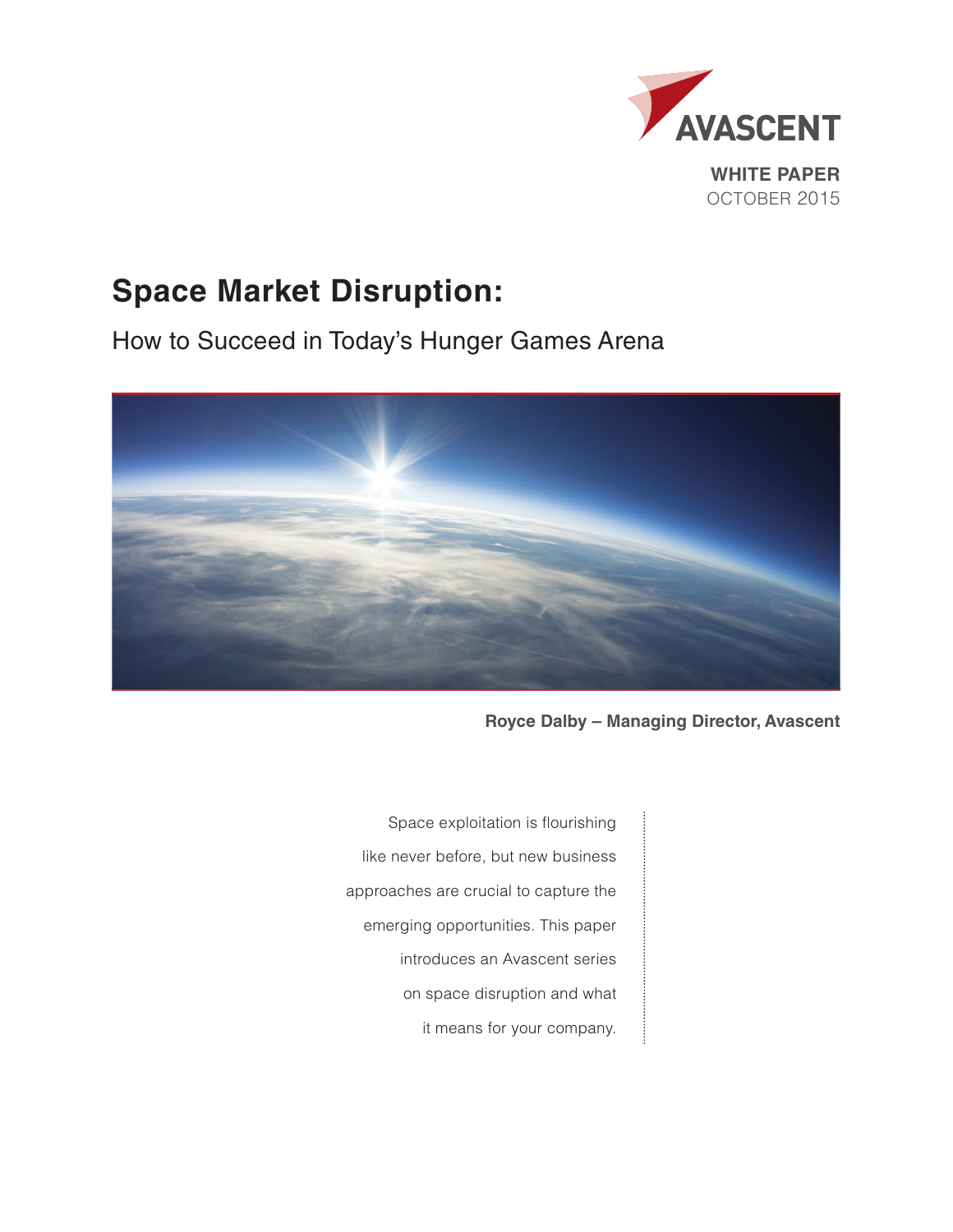AVASCENT

**WHITE PAPER**
OCTOBER 2015

# Space Market Disruption:

## How to Succeed in Today's Hunger Games Arena

**Royce Dalby – Managing Director, Avascent**

Space exploitation is flourishing like never before, but new business approaches are crucial to capture the emerging opportunities. This paper introduces an Avascent series on space disruption and what it means for your company.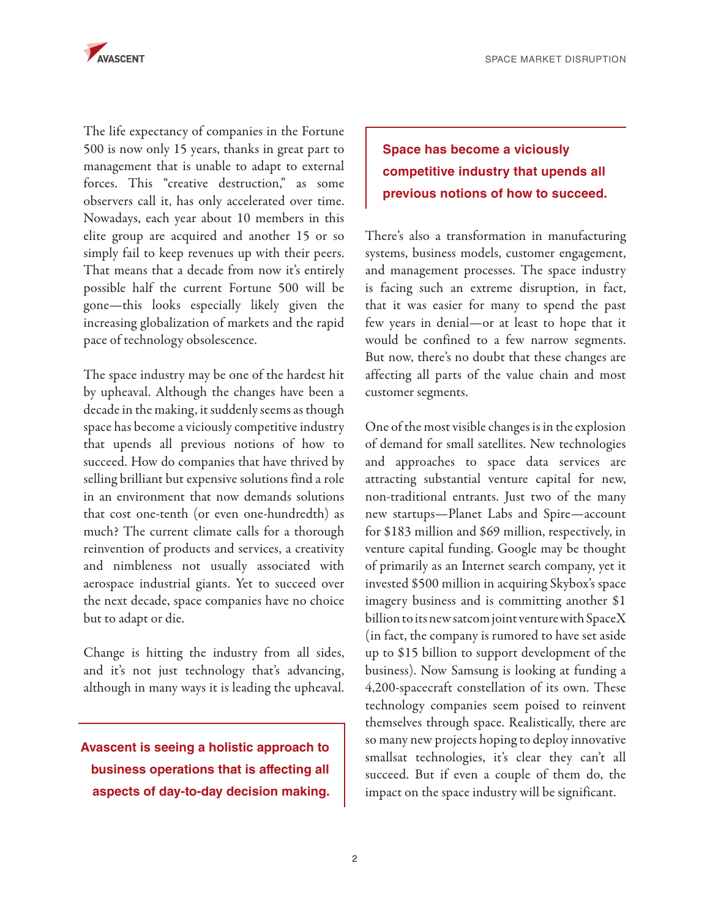The life expectancy of companies in the Fortune 500 is now only 15 years, thanks in great part to management that is unable to adapt to external forces. This "creative destruction," as some observers call it, has only accelerated over time. Nowadays, each year about 10 members in this elite group are acquired and another 15 or so simply fail to keep revenues up with their peers. That means that a decade from now it's entirely possible half the current Fortune 500 will be gone—this looks especially likely given the increasing globalization of markets and the rapid pace of technology obsolescence.

The space industry may be one of the hardest hit by upheaval. Although the changes have been a decade in the making, it suddenly seems as though space has become a viciously competitive industry that upends all previous notions of how to succeed. How do companies that have thrived by selling brilliant but expensive solutions find a role in an environment that now demands solutions that cost one-tenth (or even one-hundredth) as much? The current climate calls for a thorough reinvention of products and services, a creativity and nimbleness not usually associated with aerospace industrial giants. Yet to succeed over the next decade, space companies have no choice but to adapt or die.

Change is hitting the industry from all sides, and it's not just technology that's advancing, although in many ways it is leading the upheaval.

**Avascent is seeing a holistic approach to business operations that is affecting all aspects of day-to-day decision making.**

**Space has become a viciously competitive industry that upends all previous notions of how to succeed.**

There's also a transformation in manufacturing systems, business models, customer engagement, and management processes. The space industry is facing such an extreme disruption, in fact, that it was easier for many to spend the past few years in denial—or at least to hope that it would be confined to a few narrow segments. But now, there's no doubt that these changes are affecting all parts of the value chain and most customer segments.

One of the most visible changes is in the explosion of demand for small satellites. New technologies and approaches to space data services are attracting substantial venture capital for new, non-traditional entrants. Just two of the many new startups—Planet Labs and Spire—account for $183 million and $69 million, respectively, in venture capital funding. Google may be thought of primarily as an Internet search company, yet it invested $500 million in acquiring Skybox's space imagery business and is committing another $1 billion to its new satcom joint venture with SpaceX (in fact, the company is rumored to have set aside up to $15 billion to support development of the business). Now Samsung is looking at funding a 4,200-spacecraft constellation of its own. These technology companies seem poised to reinvent themselves through space. Realistically, there are so many new projects hoping to deploy innovative smallsat technologies, it's clear they can't all succeed. But if even a couple of them do, the impact on the space industry will be significant.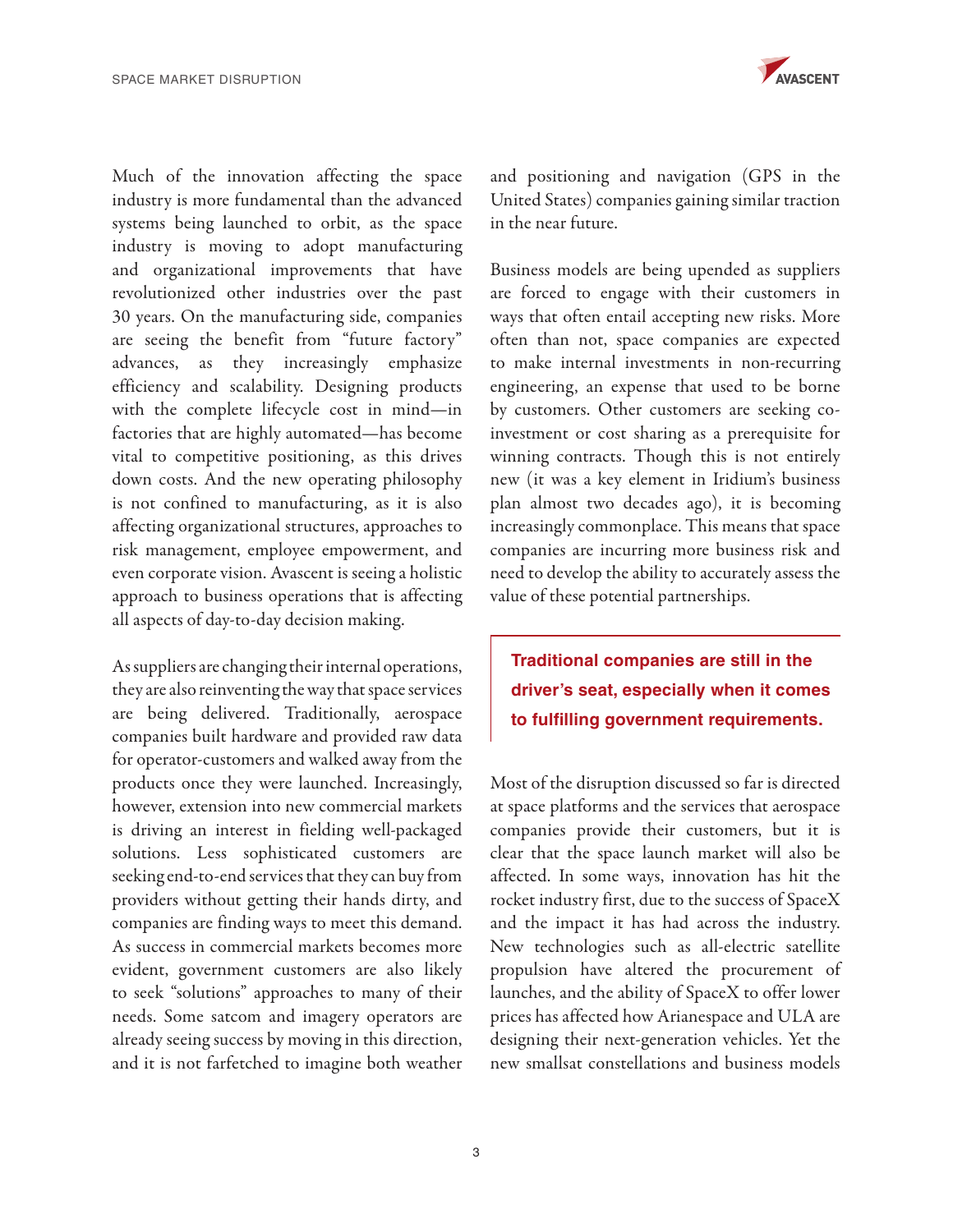Much of the innovation affecting the space industry is more fundamental than the advanced systems being launched to orbit, as the space industry is moving to adopt manufacturing and organizational improvements that have revolutionized other industries over the past 30 years. On the manufacturing side, companies are seeing the benefit from "future factory" advances, as they increasingly emphasize efficiency and scalability. Designing products with the complete lifecycle cost in mind—in factories that are highly automated—has become vital to competitive positioning, as this drives down costs. And the new operating philosophy is not confined to manufacturing, as it is also affecting organizational structures, approaches to risk management, employee empowerment, and even corporate vision. Avascent is seeing a holistic approach to business operations that is affecting all aspects of day-to-day decision making.

As suppliers are changing their internal operations, they are also reinventing the way that space services are being delivered. Traditionally, aerospace companies built hardware and provided raw data for operator-customers and walked away from the products once they were launched. Increasingly, however, extension into new commercial markets is driving an interest in fielding well-packaged solutions. Less sophisticated customers are seeking end-to-end services that they can buy from providers without getting their hands dirty, and companies are finding ways to meet this demand. As success in commercial markets becomes more evident, government customers are also likely to seek "solutions" approaches to many of their needs. Some satcom and imagery operators are already seeing success by moving in this direction, and it is not farfetched to imagine both weather and positioning and navigation (GPS in the United States) companies gaining similar traction in the near future.

Business models are being upended as suppliers are forced to engage with their customers in ways that often entail accepting new risks. More often than not, space companies are expected to make internal investments in non-recurring engineering, an expense that used to be borne by customers. Other customers are seeking co-investment or cost sharing as a prerequisite for winning contracts. Though this is not entirely new (it was a key element in Iridium's business plan almost two decades ago), it is becoming increasingly commonplace. This means that space companies are incurring more business risk and need to develop the ability to accurately assess the value of these potential partnerships.

> **Traditional companies are still in the driver's seat, especially when it comes to fulfilling government requirements.**

Most of the disruption discussed so far is directed at space platforms and the services that aerospace companies provide their customers, but it is clear that the space launch market will also be affected. In some ways, innovation has hit the rocket industry first, due to the success of SpaceX and the impact it has had across the industry. New technologies such as all-electric satellite propulsion have altered the procurement of launches, and the ability of SpaceX to offer lower prices has affected how Arianespace and ULA are designing their next-generation vehicles. Yet the new smallsat constellations and business models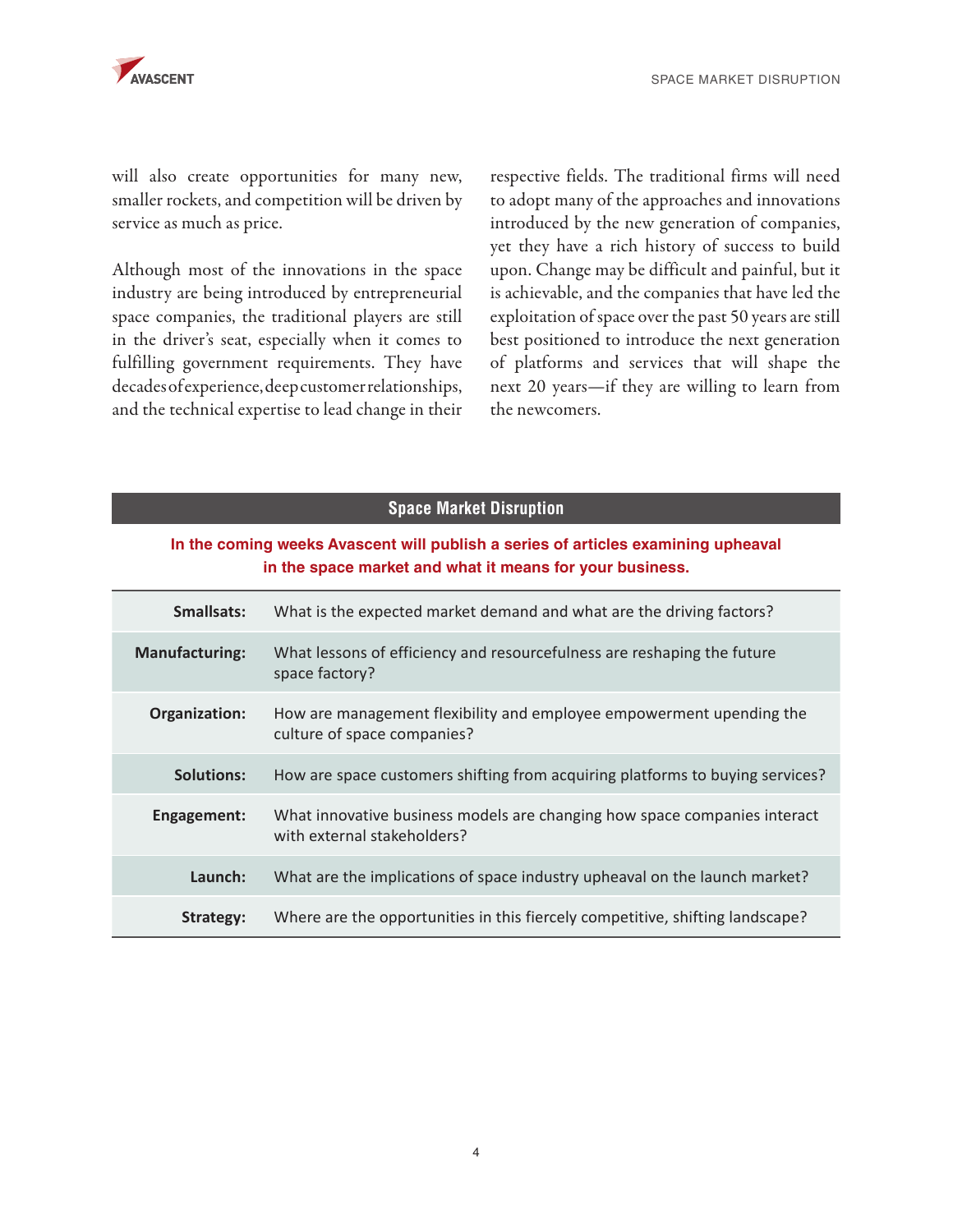will also create opportunities for many new, smaller rockets, and competition will be driven by service as much as price.

Although most of the innovations in the space industry are being introduced by entrepreneurial space companies, the traditional players are still in the driver's seat, especially when it comes to fulfilling government requirements. They have decades of experience, deep customer relationships, and the technical expertise to lead change in their respective fields. The traditional firms will need to adopt many of the approaches and innovations introduced by the new generation of companies, yet they have a rich history of success to build upon. Change may be difficult and painful, but it is achievable, and the companies that have led the exploitation of space over the past 50 years are still best positioned to introduce the next generation of platforms and services that will shape the next 20 years—if they are willing to learn from the newcomers.

## Space Market Disruption

**In the coming weeks Avascent will publish a series of articles examining upheaval in the space market and what it means for your business.**

| | |
|---|---|
| **Smallsats:** | What is the expected market demand and what are the driving factors? |
| **Manufacturing:** | What lessons of efficiency and resourcefulness are reshaping the future space factory? |
| **Organization:** | How are management flexibility and employee empowerment upending the culture of space companies? |
| **Solutions:** | How are space customers shifting from acquiring platforms to buying services? |
| **Engagement:** | What innovative business models are changing how space companies interact with external stakeholders? |
| **Launch:** | What are the implications of space industry upheaval on the launch market? |
| **Strategy:** | Where are the opportunities in this fiercely competitive, shifting landscape? |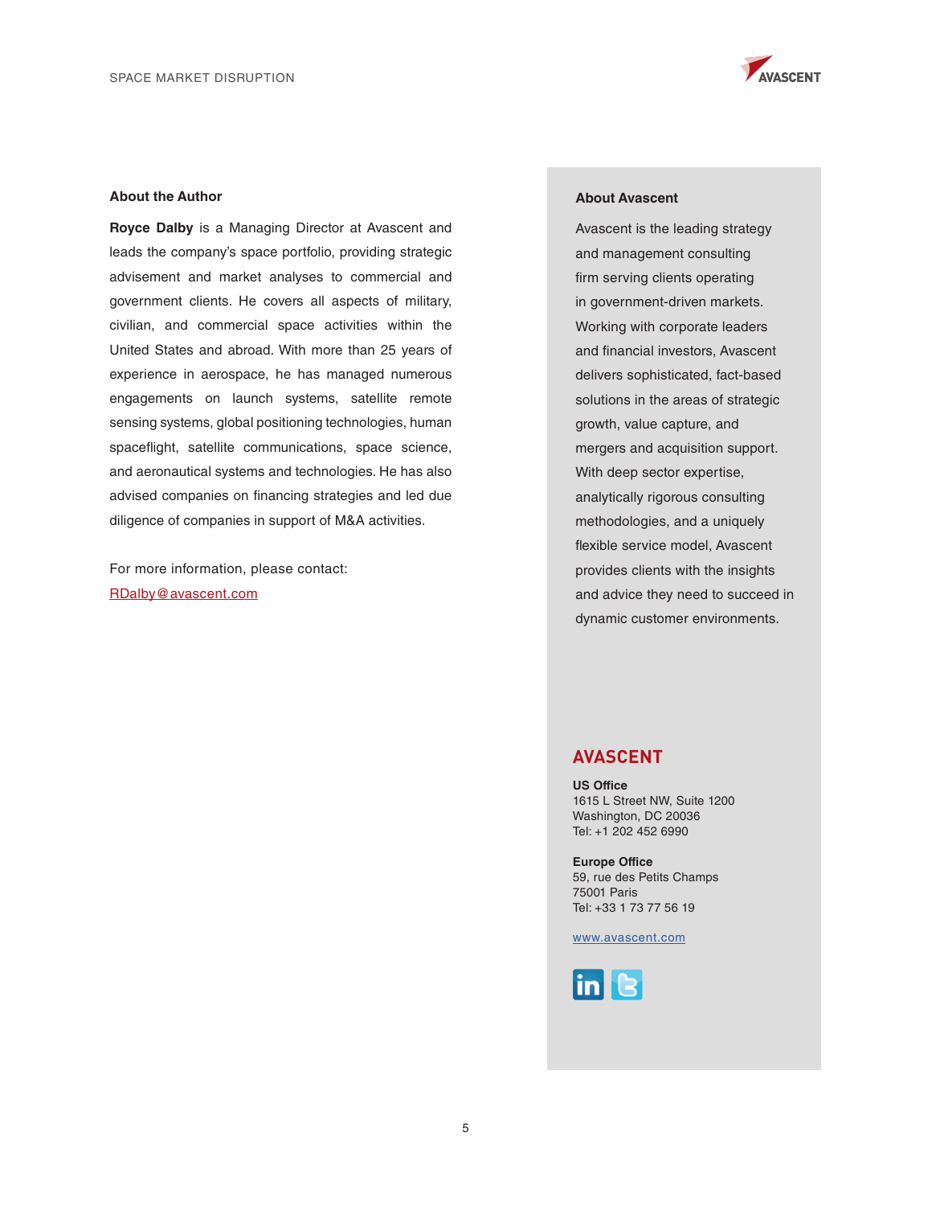## About the Author

**Royce Dalby** is a Managing Director at Avascent and leads the company's space portfolio, providing strategic advisement and market analyses to commercial and government clients. He covers all aspects of military, civilian, and commercial space activities within the United States and abroad. With more than 25 years of experience in aerospace, he has managed numerous engagements on launch systems, satellite remote sensing systems, global positioning technologies, human spaceflight, satellite communications, space science, and aeronautical systems and technologies. He has also advised companies on financing strategies and led due diligence of companies in support of M&A activities.

For more information, please contact:
RDalby@avascent.com

## About Avascent

Avascent is the leading strategy and management consulting firm serving clients operating in government-driven markets. Working with corporate leaders and financial investors, Avascent delivers sophisticated, fact-based solutions in the areas of strategic growth, value capture, and mergers and acquisition support. With deep sector expertise, analytically rigorous consulting methodologies, and a uniquely flexible service model, Avascent provides clients with the insights and advice they need to succeed in dynamic customer environments.

**AVASCENT**

**US Office**
1615 L Street NW, Suite 1200
Washington, DC 20036
Tel: +1 202 452 6990

**Europe Office**
59, rue des Petits Champs
75001 Paris
Tel: +33 1 73 77 56 19

www.avascent.com